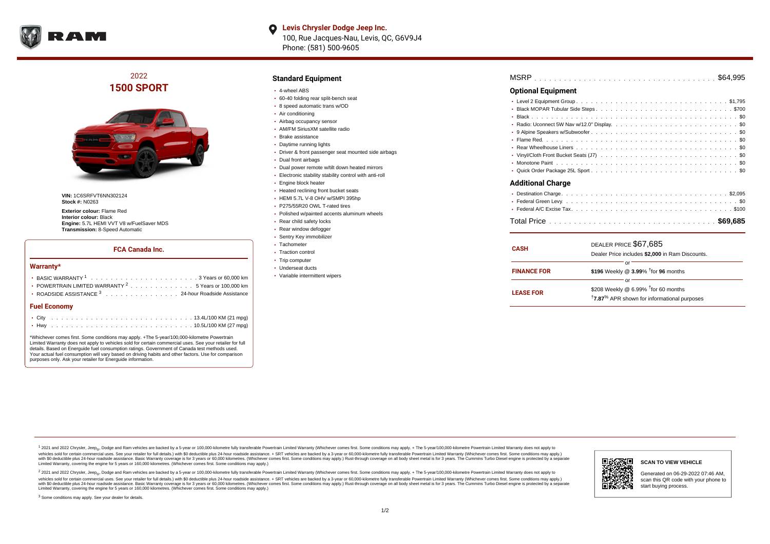**Levis Chrysler Dodge Jeep Inc.**
100, Rue Jacques-Nau, Levis, QC, G6V9J4
Phone: (581) 500-9605

## 2022
# 1500 SPORT

**VIN:** 1C6SRFVT6NN302124
**Stock #:** N0263

**Exterior colour:** Flame Red
**Interior colour:** Black
**Engine:** 5.7L HEMI VVT V8 w/FuelSaver MDS
**Transmission:** 8-Speed Automatic

### FCA Canada Inc.

#### Warranty*

- BASIC WARRANTY [1] . . . 3 Years or 60,000 km
- POWERTRAIN LIMITED WARRANTY [2] . . . 5 Years or 100,000 km
- ROADSIDE ASSISTANCE [3] . . . 24-hour Roadside Assistance

#### Fuel Economy

- City . . . 13.4L/100 KM (21 mpg)
- Hwy . . . 10.5L/100 KM (27 mpg)

*Whichever comes first. Some conditions may apply. +The 5-year/100,000-kilometre Powertrain Limited Warranty does not apply to vehicles sold for certain commercial uses. See your retailer for full details. Based on Energuide fuel consumption ratings. Government of Canada test methods used. Your actual fuel consumption will vary based on driving habits and other factors. Use for comparison purposes only. Ask your retailer for Energuide information.

### Standard Equipment

- 4-wheel ABS
- 60-40 folding rear split-bench seat
- 8 speed automatic trans w/OD
- Air conditioning
- Airbag occupancy sensor
- AM/FM SiriusXM satellite radio
- Brake assistance
- Daytime running lights
- Driver & front passenger seat mounted side airbags
- Dual front airbags
- Dual power remote w/tilt down heated mirrors
- Electronic stability stability control with anti-roll
- Engine block heater
- Heated reclining front bucket seats
- HEMI 5.7L V-8 OHV w/SMPI 395hp
- P275/55R20 OWL T-rated tires
- Polished w/painted accents aluminum wheels
- Rear child safety locks
- Rear window defogger
- Sentry Key immobilizer
- Tachometer
- Traction control
- Trip computer
- Underseat ducts
- Variable intermittent wipers

MSRP . . . $64,995

### Optional Equipment

- Level 2 Equipment Group . . . $1,795
- Black MOPAR Tubular Side Steps . . . $700
- Black . . . $0
- Radio: Uconnect 5W Nav w/12.0" Display. . . . $0
- 9 Alpine Speakers w/Subwoofer . . . $0
- Flame Red. . . . $0
- Rear Wheelhouse Liners . . . $0
- Vinyl/Cloth Front Bucket Seats (J7) . . . $0
- Monotone Paint . . . $0
- Quick Order Package 25L Sport . . . $0

### Additional Charge

- Destination Charge. . . . $2,095
- Federal Green Levy. . . . $0
- Federal A/C Excise Tax. . . . $100

Total Price . . . **$69,685**

| | |
|---|---|
| **CASH** | DEALER PRICE $67,685<br>Dealer Price includes **$2,000** in Ram Discounts. |
| | or |
| **FINANCE FOR** | **$196** Weekly @ **3.99**% †for **96** months |
| | or |
| **LEASE FOR** | $208 Weekly @ 6.99% †for 60 months<br>†**7.87**% APR shown for informational purposes |

[1] 2021 and 2022 Chrysler, Jeep®, Dodge and Ram vehicles are backed by a 5-year or 100,000-kilometre fully transferable Powertrain Limited Warranty (Whichever comes first. Some conditions may apply. + The 5-year/100,000-kilometre Powertrain Limited Warranty does not apply to vehicles sold for certain commercial uses. See your retailer for full details.) with $0 deductible plus 24-hour roadside assistance. + SRT vehicles are backed by a 3-year or 60,000-kilometre fully transferable Powertrain Limited Warranty (Whichever comes first. Some conditions may apply.) with $0 deductible plus 24-hour roadside assistance. Basic Warranty coverage is for 3 years or 60,000 kilometres. (Whichever comes first. Some conditions may apply.) Rust-through coverage on all body sheet metal is for 3 years. The Cummins Turbo Diesel engine is protected by a separate Limited Warranty, covering the engine for 5 years or 160,000 kilometres. (Whichever comes first. Some conditions may apply.)

[2] 2021 and 2022 Chrysler, Jeep®, Dodge and Ram vehicles are backed by a 5-year or 100,000-kilometre fully transferable Powertrain Limited Warranty (Whichever comes first. Some conditions may apply. + The 5-year/100,000-kilometre Powertrain Limited Warranty does not apply to vehicles sold for certain commercial uses. See your retailer for full details.) with $0 deductible plus 24-hour roadside assistance. + SRT vehicles are backed by a 3-year or 60,000-kilometre fully transferable Powertrain Limited Warranty (Whichever comes first. Some conditions may apply.) with $0 deductible plus 24-hour roadside assistance. Basic Warranty coverage is for 3 years or 60,000 kilometres. (Whichever comes first. Some conditions may apply.) Rust-through coverage on all body sheet metal is for 3 years. The Cummins Turbo Diesel engine is protected by a separate Limited Warranty, covering the engine for 5 years or 160,000 kilometres. (Whichever comes first. Some conditions may apply.)

[3] Some conditions may apply. See your dealer for details.

**SCAN TO VIEW VEHICLE**

Generated on 06-29-2022 07:46 AM, scan this QR code with your phone to start buying process.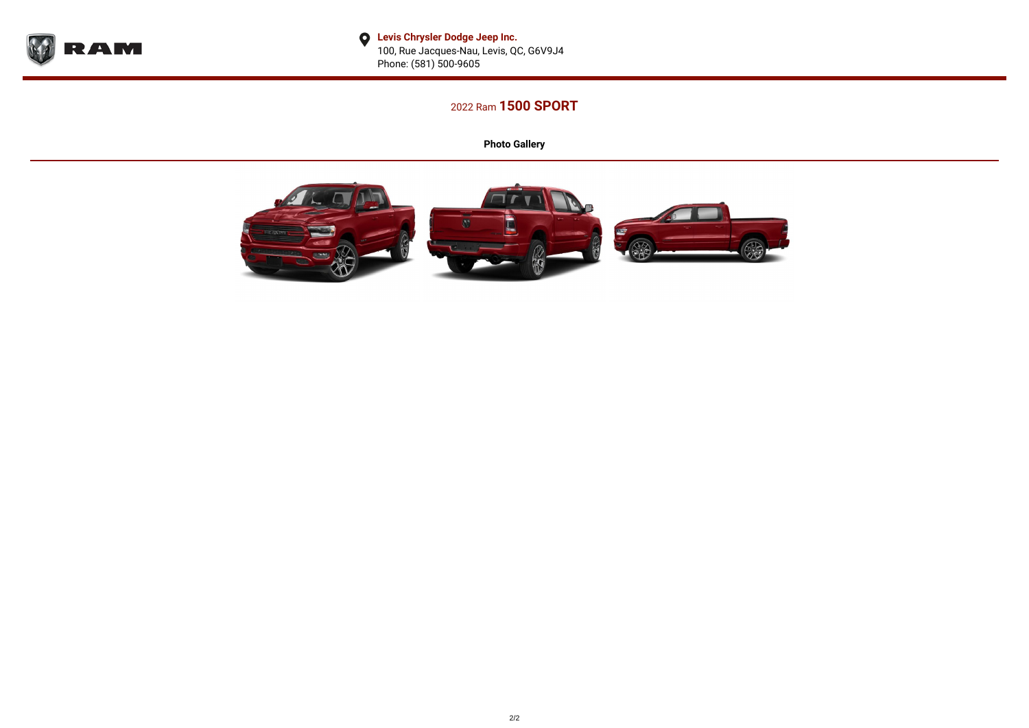**Levis Chrysler Dodge Jeep Inc.**
100, Rue Jacques-Nau, Levis, QC, G6V9J4
Phone: (581) 500-9605

# 2022 Ram **1500 SPORT**

## Photo Gallery